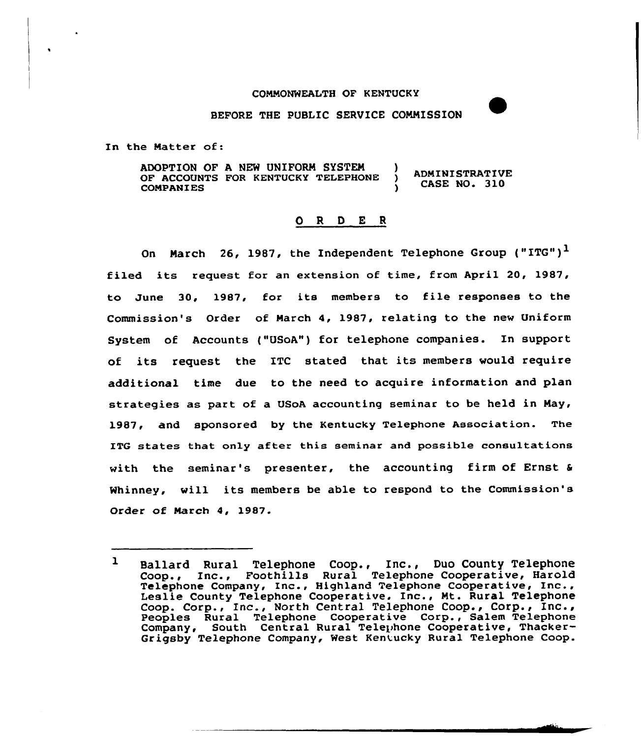COMMONWEALTH OF KENTUCKY

BEFORE THE PUBLIC SERVICE COMMISSION

In the Matter of:

| | | |
|---|---|---|
| ADOPTION OF A NEW UNIFORM SYSTEM OF ACCOUNTS FOR KENTUCKY TELEPHONE COMPANIES | ) ) ) | ADMINISTRATIVE CASE NO. 310 |

## O R D E R

On March 26, 1987, the Independent Telephone Group ("ITG")[1] filed its request for an extension of time, from April 20, 1987, to June 30, 1987, for its members to file responses to the Commission's Order of March 4, 1987, relating to the new Uniform System of Accounts ("USoA") for telephone companies. In support of its request the ITC stated that its members would require additional time due to the need to acquire information and plan strategies as part of a USoA accounting seminar to be held in May, 1987, and sponsored by the Kentucky Telephone Association. The ITG states that only after this seminar and possible consultations with the seminar's presenter, the accounting firm of Ernst & Whinney, will its members be able to respond to the Commission's Order of March 4, 1987.

---

[1] Ballard Rural Telephone Coop., Inc., Duo County Telephone Coop., Inc., Foothills Rural Telephone Cooperative, Harold Telephone Company, Inc., Highland Telephone Cooperative, Inc., Leslie County Telephone Cooperative, Inc., Mt. Rural Telephone Coop. Corp., Inc., North Central Telephone Coop., Corp., Inc., Peoples Rural Telephone Cooperative Corp., Salem Telephone Company, South Central Rural Telephone Cooperative, Thacker-Grigsby Telephone Company, West Kentucky Rural Telephone Coop.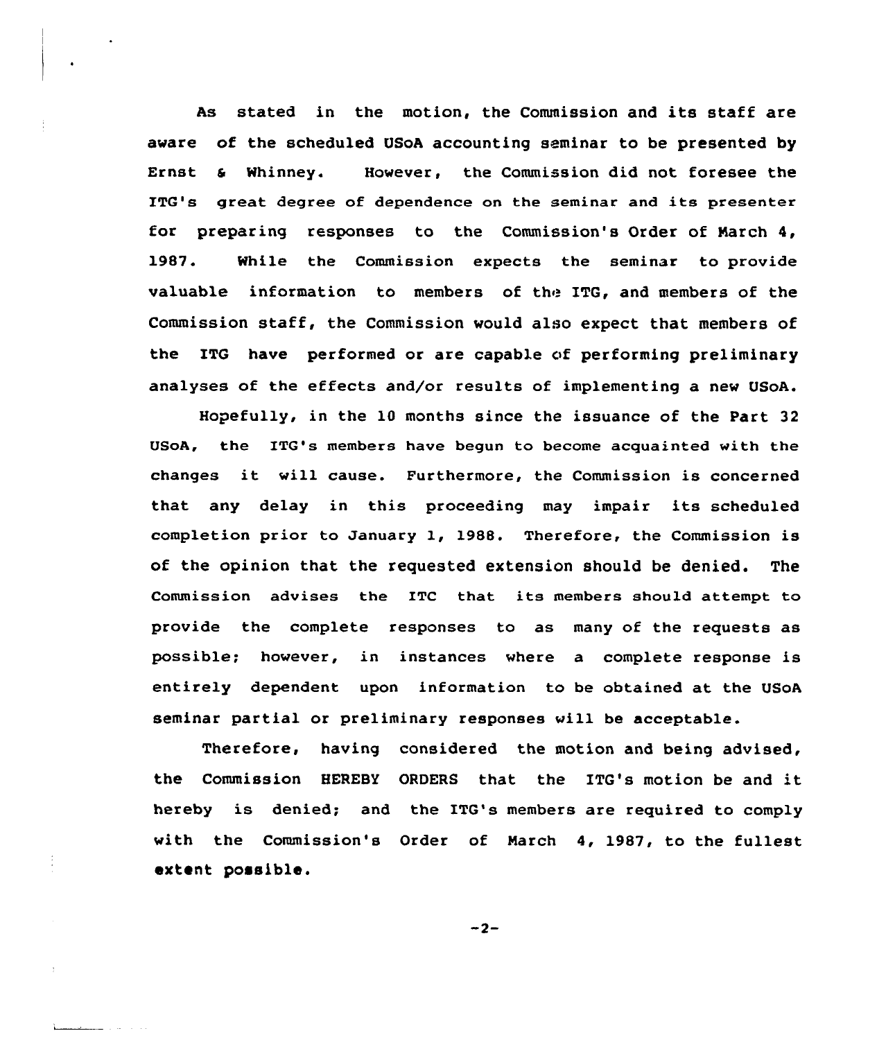As stated in the motion, the Commission and its staff are aware of the scheduled USoA accounting seminar to be presented by Ernst & Whinney. However, the Commission did not foresee the ITG's great degree of dependence on the seminar and its presenter for preparing responses to the Commission's Order of March 4, 1987. While the Commission expects the seminar to provide valuable information to members of the ITG, and members of the Commission staff, the Commission would also expect that members of the ITG have performed or are capable of performing preliminary analyses of the effects and/or results of implementing a new USoA.

Hopefully, in the 10 months since the issuance of the Part 32 USoA, the ITG's members have begun to become acquainted with the changes it will cause. Furthermore, the Commission is concerned that any delay in this proceeding may impair its scheduled completion prior to January 1, 1988. Therefore, the Commission is of the opinion that the requested extension should be denied. The Commission advises the ITC that its members should attempt to provide the complete responses to as many of the requests as possible; however, in instances where a complete response is entirely dependent upon information to be obtained at the USoA seminar partial or preliminary responses will be acceptable.

Therefore, having considered the motion and being advised, the Commission HEREBY ORDERS that the ITG's motion be and it hereby is denied; and the ITG's members are required to comply with the Commission's Order of March 4, 1987, to the fullest extent possible.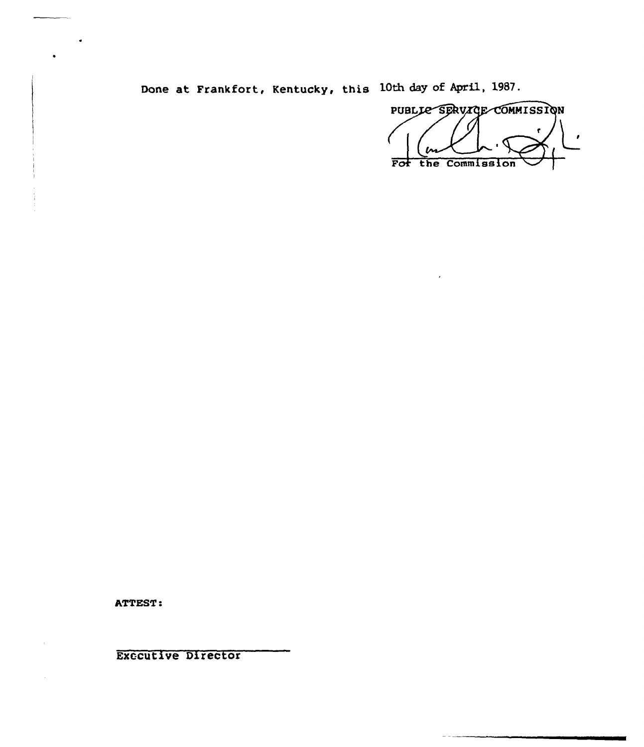Done at Frankfort, Kentucky, this 10th day of April, 1987.

PUBLIC SERVICE COMMISSION

For the Commission

ATTEST:

Executive Director